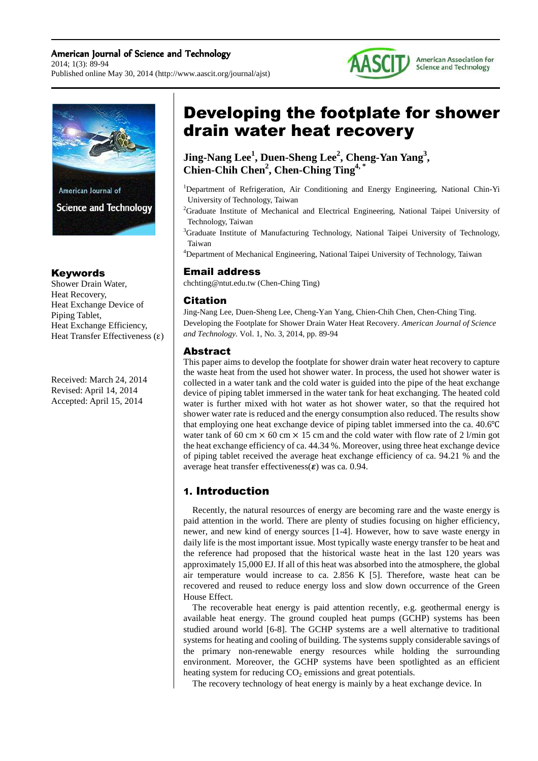# Developing the footplate for shower drain water heat recovery

**Jing-Nang Lee[1], Duen-Sheng Lee[2], Cheng-Yan Yang[3], Chien-Chih Chen[2], Chen-Ching Ting[4, *]**

[1]Department of Refrigeration, Air Conditioning and Energy Engineering, National Chin-Yi University of Technology, Taiwan

[2]Graduate Institute of Mechanical and Electrical Engineering, National Taipei University of Technology, Taiwan

[3]Graduate Institute of Manufacturing Technology, National Taipei University of Technology, Taiwan

[4]Department of Mechanical Engineering, National Taipei University of Technology, Taiwan

## Email address

chchting@ntut.edu.tw (Chen-Ching Ting)

## Citation

Jing-Nang Lee, Duen-Sheng Lee, Cheng-Yan Yang, Chien-Chih Chen, Chen-Ching Ting. Developing the Footplate for Shower Drain Water Heat Recovery. *American Journal of Science and Technology.* Vol. 1, No. 3, 2014, pp. 89-94

## Keywords

Shower Drain Water,
Heat Recovery,
Heat Exchange Device of Piping Tablet,
Heat Exchange Efficiency,
Heat Transfer Effectiveness (ε)

Received: March 24, 2014
Revised: April 14, 2014
Accepted: April 15, 2014

## Abstract

This paper aims to develop the footplate for shower drain water heat recovery to capture the waste heat from the used hot shower water. In process, the used hot shower water is collected in a water tank and the cold water is guided into the pipe of the heat exchange device of piping tablet immersed in the water tank for heat exchanging. The heated cold water is further mixed with hot water as hot shower water, so that the required hot shower water rate is reduced and the energy consumption also reduced. The results show that employing one heat exchange device of piping tablet immersed into the ca. 40.6°C water tank of 60 cm × 60 cm × 15 cm and the cold water with flow rate of 2 l/min got the heat exchange efficiency of ca. 44.34 %. Moreover, using three heat exchange device of piping tablet received the average heat exchange efficiency of ca. 94.21 % and the average heat transfer effectiveness(***ε***) was ca. 0.94.

## 1. Introduction

Recently, the natural resources of energy are becoming rare and the waste energy is paid attention in the world. There are plenty of studies focusing on higher efficiency, newer, and new kind of energy sources [1-4]. However, how to save waste energy in daily life is the most important issue. Most typically waste energy transfer to be heat and the reference had proposed that the historical waste heat in the last 120 years was approximately 15,000 EJ. If all of this heat was absorbed into the atmosphere, the global air temperature would increase to ca. 2.856 K [5]. Therefore, waste heat can be recovered and reused to reduce energy loss and slow down occurrence of the Green House Effect.

The recoverable heat energy is paid attention recently, e.g. geothermal energy is available heat energy. The ground coupled heat pumps (GCHP) systems has been studied around world [6-8]. The GCHP systems are a well alternative to traditional systems for heating and cooling of building. The systems supply considerable savings of the primary non-renewable energy resources while holding the surrounding environment. Moreover, the GCHP systems have been spotlighted as an efficient heating system for reducing $CO_2$ emissions and great potentials.

The recovery technology of heat energy is mainly by a heat exchange device. In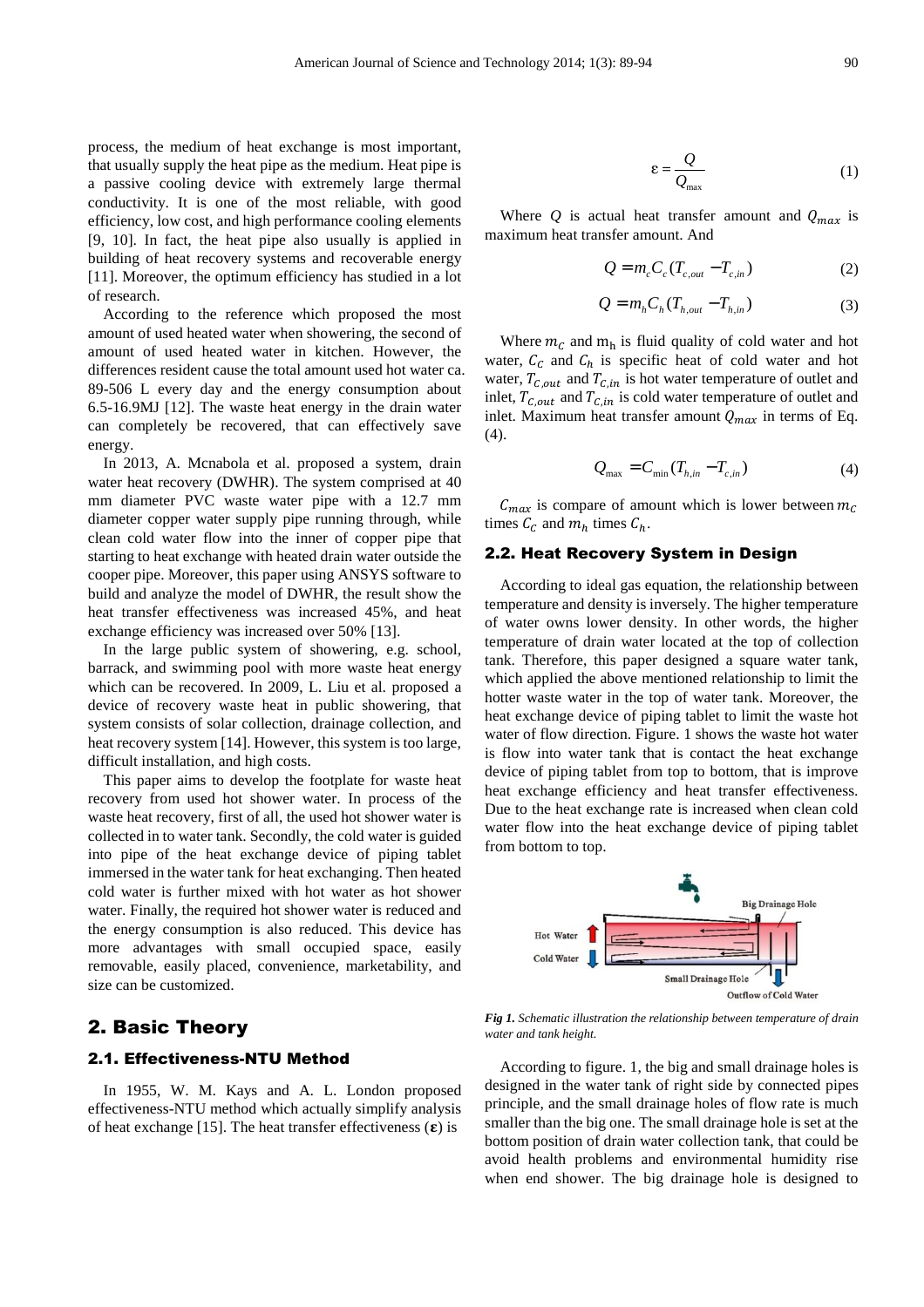process, the medium of heat exchange is most important, that usually supply the heat pipe as the medium. Heat pipe is a passive cooling device with extremely large thermal conductivity. It is one of the most reliable, with good efficiency, low cost, and high performance cooling elements [9, 10]. In fact, the heat pipe also usually is applied in building of heat recovery systems and recoverable energy [11]. Moreover, the optimum efficiency has studied in a lot of research.

According to the reference which proposed the most amount of used heated water when showering, the second of amount of used heated water in kitchen. However, the differences resident cause the total amount used hot water ca. 89-506 L every day and the energy consumption about 6.5-16.9MJ [12]. The waste heat energy in the drain water can completely be recovered, that can effectively save energy.

In 2013, A. Mcnabola et al. proposed a system, drain water heat recovery (DWHR). The system comprised at 40 mm diameter PVC waste water pipe with a 12.7 mm diameter copper water supply pipe running through, while clean cold water flow into the inner of copper pipe that starting to heat exchange with heated drain water outside the cooper pipe. Moreover, this paper using ANSYS software to build and analyze the model of DWHR, the result show the heat transfer effectiveness was increased 45%, and heat exchange efficiency was increased over 50% [13].

In the large public system of showering, e.g. school, barrack, and swimming pool with more waste heat energy which can be recovered. In 2009, L. Liu et al. proposed a device of recovery waste heat in public showering, that system consists of solar collection, drainage collection, and heat recovery system [14]. However, this system is too large, difficult installation, and high costs.

This paper aims to develop the footplate for waste heat recovery from used hot shower water. In process of the waste heat recovery, first of all, the used hot shower water is collected in to water tank. Secondly, the cold water is guided into pipe of the heat exchange device of piping tablet immersed in the water tank for heat exchanging. Then heated cold water is further mixed with hot water as hot shower water. Finally, the required hot shower water is reduced and the energy consumption is also reduced. This device has more advantages with small occupied space, easily removable, easily placed, convenience, marketability, and size can be customized.

## 2. Basic Theory

### 2.1. Effectiveness-NTU Method

In 1955, W. M. Kays and A. L. London proposed effectiveness-NTU method which actually simplify analysis of heat exchange [15]. The heat transfer effectiveness ($\boldsymbol{\varepsilon}$) is

$$\varepsilon = \frac{Q}{Q_{\max}} \tag{1}$$

Where $Q$ is actual heat transfer amount and $Q_{max}$ is maximum heat transfer amount. And

$$Q = m_c C_c (T_{c,out} - T_{c,in}) \tag{2}$$

$$Q = m_h C_h (T_{h,out} - T_{h,in}) \tag{3}$$

Where $m_C$ and $m_h$ is fluid quality of cold water and hot water, $C_C$ and $C_h$ is specific heat of cold water and hot water, $T_{C,out}$ and $T_{C,in}$ is hot water temperature of outlet and inlet, $T_{C,out}$ and $T_{C,in}$ is cold water temperature of outlet and inlet. Maximum heat transfer amount $Q_{max}$ in terms of Eq. (4).

$$Q_{\max} = C_{\min} (T_{h,in} - T_{c,in}) \tag{4}$$

$C_{max}$ is compare of amount which is lower between $m_C$ times $C_C$ and $m_h$ times $C_h$.

### 2.2. Heat Recovery System in Design

According to ideal gas equation, the relationship between temperature and density is inversely. The higher temperature of water owns lower density. In other words, the higher temperature of drain water located at the top of collection tank. Therefore, this paper designed a square water tank, which applied the above mentioned relationship to limit the hotter waste water in the top of water tank. Moreover, the heat exchange device of piping tablet to limit the waste hot water of flow direction. Figure. 1 shows the waste hot water is flow into water tank that is contact the heat exchange device of piping tablet from top to bottom, that is improve heat exchange efficiency and heat transfer effectiveness. Due to the heat exchange rate is increased when clean cold water flow into the heat exchange device of piping tablet from bottom to top.

*Fig 1. Schematic illustration the relationship between temperature of drain water and tank height.*

According to figure. 1, the big and small drainage holes is designed in the water tank of right side by connected pipes principle, and the small drainage holes of flow rate is much smaller than the big one. The small drainage hole is set at the bottom position of drain water collection tank, that could be avoid health problems and environmental humidity rise when end shower. The big drainage hole is designed to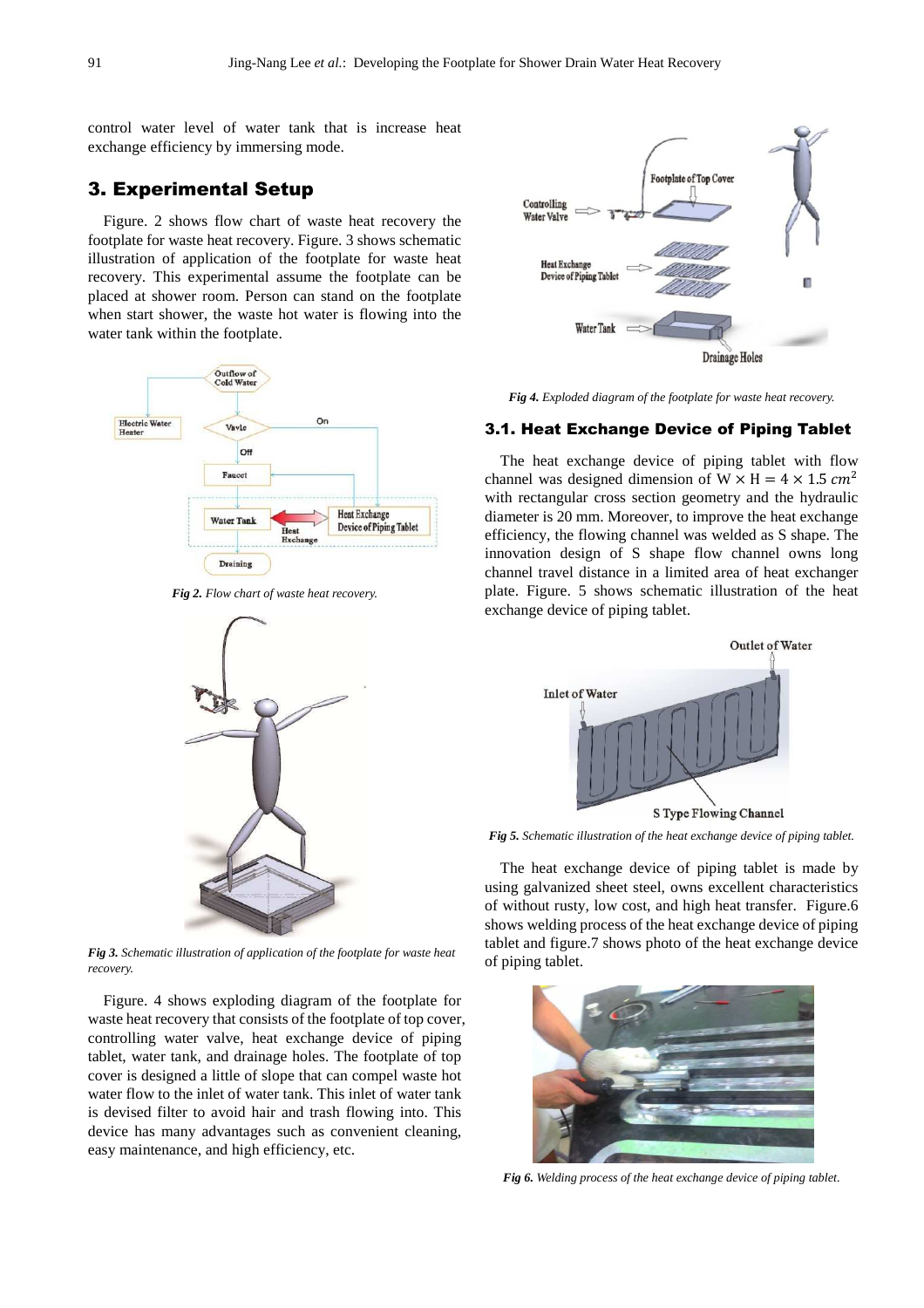control water level of water tank that is increase heat exchange efficiency by immersing mode.

## 3. Experimental Setup

Figure. 2 shows flow chart of waste heat recovery the footplate for waste heat recovery. Figure. 3 shows schematic illustration of application of the footplate for waste heat recovery. This experimental assume the footplate can be placed at shower room. Person can stand on the footplate when start shower, the waste hot water is flowing into the water tank within the footplate.

*Fig 2. Flow chart of waste heat recovery.*

*Fig 3. Schematic illustration of application of the footplate for waste heat recovery.*

Figure. 4 shows exploding diagram of the footplate for waste heat recovery that consists of the footplate of top cover, controlling water valve, heat exchange device of piping tablet, water tank, and drainage holes. The footplate of top cover is designed a little of slope that can compel waste hot water flow to the inlet of water tank. This inlet of water tank is devised filter to avoid hair and trash flowing into. This device has many advantages such as convenient cleaning, easy maintenance, and high efficiency, etc.

*Fig 4. Exploded diagram of the footplate for waste heat recovery.*

### 3.1. Heat Exchange Device of Piping Tablet

The heat exchange device of piping tablet with flow channel was designed dimension of $W \times H = 4 \times 1.5\ cm^2$ with rectangular cross section geometry and the hydraulic diameter is 20 mm. Moreover, to improve the heat exchange efficiency, the flowing channel was welded as S shape. The innovation design of S shape flow channel owns long channel travel distance in a limited area of heat exchanger plate. Figure. 5 shows schematic illustration of the heat exchange device of piping tablet.

*Fig 5. Schematic illustration of the heat exchange device of piping tablet.*

The heat exchange device of piping tablet is made by using galvanized sheet steel, owns excellent characteristics of without rusty, low cost, and high heat transfer. Figure.6 shows welding process of the heat exchange device of piping tablet and figure.7 shows photo of the heat exchange device of piping tablet.

*Fig 6. Welding process of the heat exchange device of piping tablet.*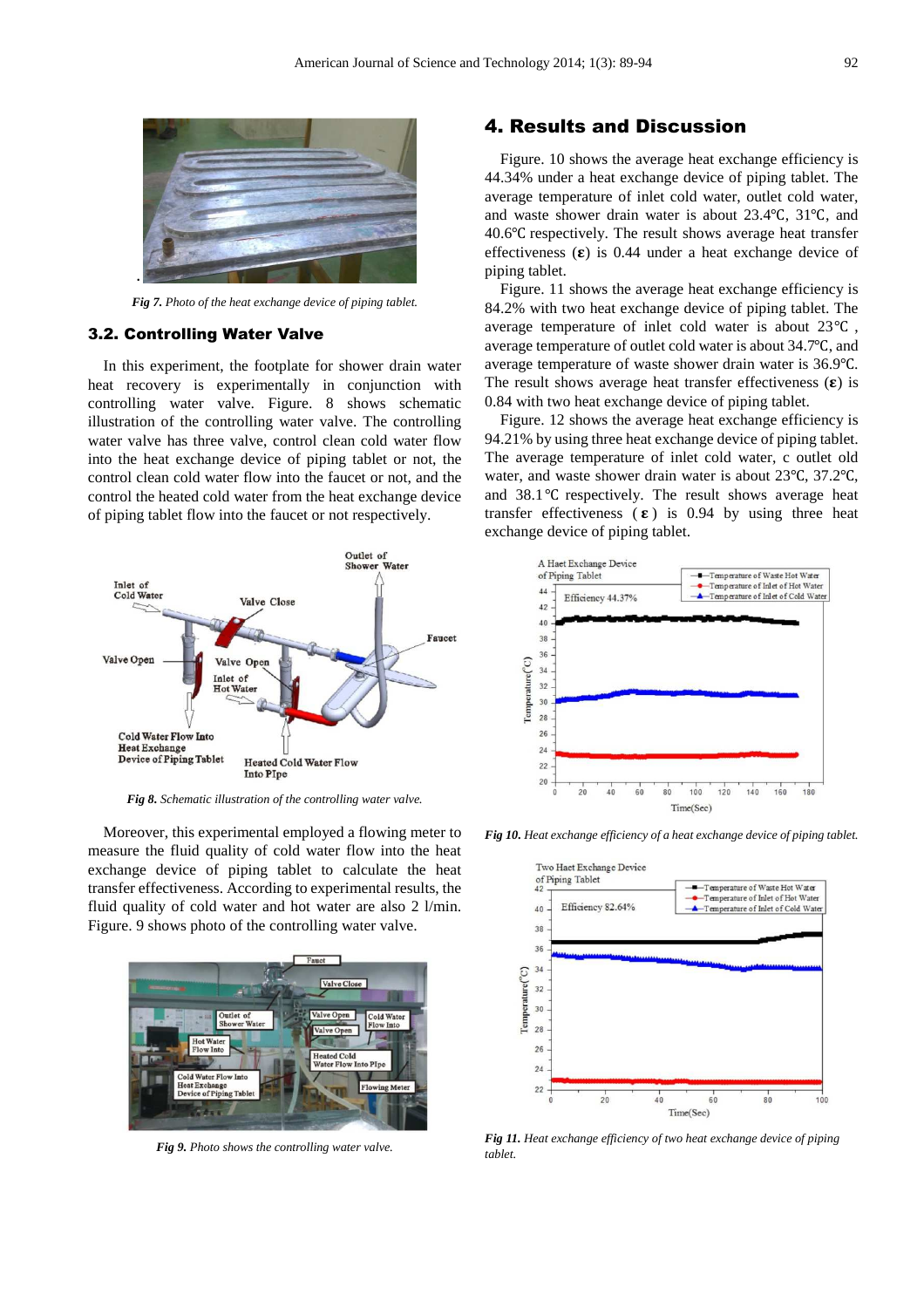*Fig 7. Photo of the heat exchange device of piping tablet.*

### 3.2. Controlling Water Valve

In this experiment, the footplate for shower drain water heat recovery is experimentally in conjunction with controlling water valve. Figure. 8 shows schematic illustration of the controlling water valve. The controlling water valve has three valve, control clean cold water flow into the heat exchange device of piping tablet or not, the control clean cold water flow into the faucet or not, and the control the heated cold water from the heat exchange device of piping tablet flow into the faucet or not respectively.

*Fig 8. Schematic illustration of the controlling water valve.*

Moreover, this experimental employed a flowing meter to measure the fluid quality of cold water flow into the heat exchange device of piping tablet to calculate the heat transfer effectiveness. According to experimental results, the fluid quality of cold water and hot water are also 2 l/min. Figure. 9 shows photo of the controlling water valve.

*Fig 9. Photo shows the controlling water valve.*

## 4. Results and Discussion

Figure. 10 shows the average heat exchange efficiency is 44.34% under a heat exchange device of piping tablet. The average temperature of inlet cold water, outlet cold water, and waste shower drain water is about 23.4℃, 31℃, and 40.6℃ respectively. The result shows average heat transfer effectiveness (**ε**) is 0.44 under a heat exchange device of piping tablet.

Figure. 11 shows the average heat exchange efficiency is 84.2% with two heat exchange device of piping tablet. The average temperature of inlet cold water is about 23℃, average temperature of outlet cold water is about 34.7℃, and average temperature of waste shower drain water is 36.9℃. The result shows average heat transfer effectiveness (**ε**) is 0.84 with two heat exchange device of piping tablet.

Figure. 12 shows the average heat exchange efficiency is 94.21% by using three heat exchange device of piping tablet. The average temperature of inlet cold water, c outlet old water, and waste shower drain water is about 23℃, 37.2℃, and 38.1℃ respectively. The result shows average heat transfer effectiveness (**ε**) is 0.94 by using three heat exchange device of piping tablet.

*Fig 10. Heat exchange efficiency of a heat exchange device of piping tablet.*

*Fig 11. Heat exchange efficiency of two heat exchange device of piping tablet.*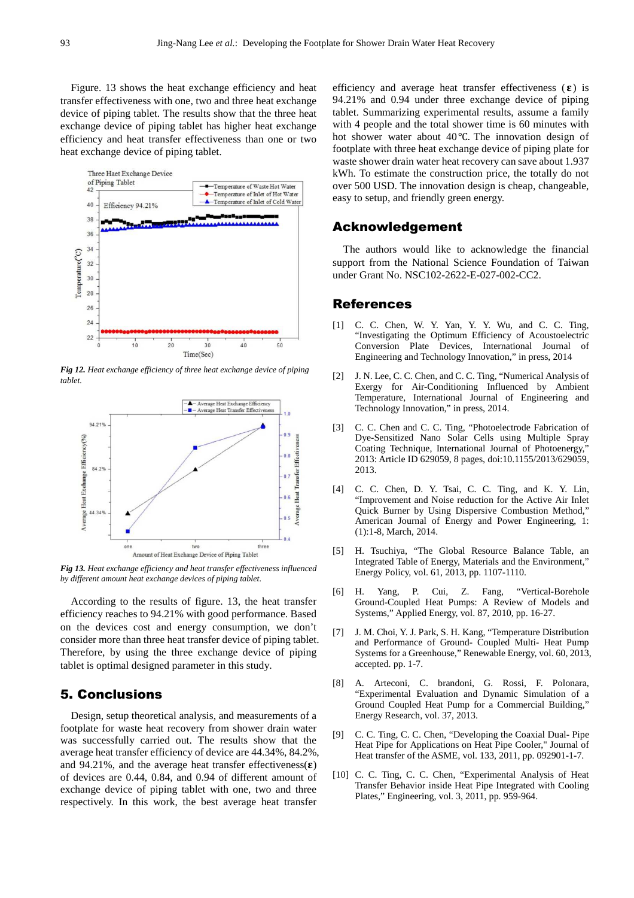Figure. 13 shows the heat exchange efficiency and heat transfer effectiveness with one, two and three heat exchange device of piping tablet. The results show that the three heat exchange device of piping tablet has higher heat exchange efficiency and heat transfer effectiveness than one or two heat exchange device of piping tablet.

*Fig 12. Heat exchange efficiency of three heat exchange device of piping tablet.*

*Fig 13. Heat exchange efficiency and heat transfer effectiveness influenced by different amount heat exchange devices of piping tablet.*

According to the results of figure. 13, the heat transfer efficiency reaches to 94.21% with good performance. Based on the devices cost and energy consumption, we don't consider more than three heat transfer device of piping tablet. Therefore, by using the three exchange device of piping tablet is optimal designed parameter in this study.

## 5. Conclusions

Design, setup theoretical analysis, and measurements of a footplate for waste heat recovery from shower drain water was successfully carried out. The results show that the average heat transfer efficiency of device are 44.34%, 84.2%, and 94.21%, and the average heat transfer effectiveness($\varepsilon$) of devices are 0.44, 0.84, and 0.94 of different amount of exchange device of piping tablet with one, two and three respectively. In this work, the best average heat transfer efficiency and average heat transfer effectiveness ($\varepsilon$) is 94.21% and 0.94 under three exchange device of piping tablet. Summarizing experimental results, assume a family with 4 people and the total shower time is 60 minutes with hot shower water about 40℃. The innovation design of footplate with three heat exchange device of piping plate for waste shower drain water heat recovery can save about 1.937 kWh. To estimate the construction price, the totally do not over 500 USD. The innovation design is cheap, changeable, easy to setup, and friendly green energy.

## Acknowledgement

The authors would like to acknowledge the financial support from the National Science Foundation of Taiwan under Grant No. NSC102-2622-E-027-002-CC2.

## References

[1] C. C. Chen, W. Y. Yan, Y. Y. Wu, and C. C. Ting, "Investigating the Optimum Efficiency of Acoustoelectric Conversion Plate Devices, International Journal of Engineering and Technology Innovation," in press, 2014

[2] J. N. Lee, C. C. Chen, and C. C. Ting, "Numerical Analysis of Exergy for Air-Conditioning Influenced by Ambient Temperature, International Journal of Engineering and Technology Innovation," in press, 2014.

[3] C. C. Chen and C. C. Ting, "Photoelectrode Fabrication of Dye-Sensitized Nano Solar Cells using Multiple Spray Coating Technique, International Journal of Photoenergy," 2013: Article ID 629059, 8 pages, doi:10.1155/2013/629059, 2013.

[4] C. C. Chen, D. Y. Tsai, C. C. Ting, and K. Y. Lin, "Improvement and Noise reduction for the Active Air Inlet Quick Burner by Using Dispersive Combustion Method," American Journal of Energy and Power Engineering, 1: (1):1-8, March, 2014.

[5] H. Tsuchiya, "The Global Resource Balance Table, an Integrated Table of Energy, Materials and the Environment," Energy Policy, vol. 61, 2013, pp. 1107-1110.

[6] H. Yang, P. Cui, Z. Fang, "Vertical-Borehole Ground-Coupled Heat Pumps: A Review of Models and Systems," Applied Energy, vol. 87, 2010, pp. 16-27.

[7] J. M. Choi, Y. J. Park, S. H. Kang, "Temperature Distribution and Performance of Ground- Coupled Multi- Heat Pump Systems for a Greenhouse," Renewable Energy, vol. 60, 2013, accepted. pp. 1-7.

[8] A. Arteconi, C. brandoni, G. Rossi, F. Polonara, "Experimental Evaluation and Dynamic Simulation of a Ground Coupled Heat Pump for a Commercial Building," Energy Research, vol. 37, 2013.

[9] C. C. Ting, C. C. Chen, "Developing the Coaxial Dual- Pipe Heat Pipe for Applications on Heat Pipe Cooler," Journal of Heat transfer of the ASME, vol. 133, 2011, pp. 092901-1-7.

[10] C. C. Ting, C. C. Chen, "Experimental Analysis of Heat Transfer Behavior inside Heat Pipe Integrated with Cooling Plates," Engineering, vol. 3, 2011, pp. 959-964.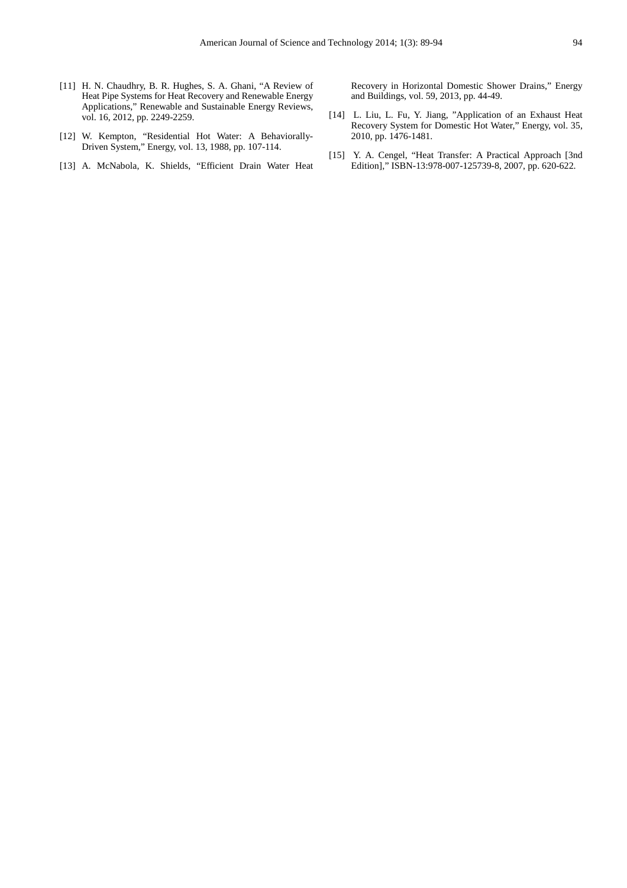[11] H. N. Chaudhry, B. R. Hughes, S. A. Ghani, "A Review of Heat Pipe Systems for Heat Recovery and Renewable Energy Applications," Renewable and Sustainable Energy Reviews, vol. 16, 2012, pp. 2249-2259.

[12] W. Kempton, "Residential Hot Water: A Behaviorally-Driven System," Energy, vol. 13, 1988, pp. 107-114.

[13] A. McNabola, K. Shields, "Efficient Drain Water Heat Recovery in Horizontal Domestic Shower Drains," Energy and Buildings, vol. 59, 2013, pp. 44-49.

[14] L. Liu, L. Fu, Y. Jiang, "Application of an Exhaust Heat Recovery System for Domestic Hot Water," Energy, vol. 35, 2010, pp. 1476-1481.

[15] Y. A. Cengel, "Heat Transfer: A Practical Approach [3nd Edition]," ISBN-13:978-007-125739-8, 2007, pp. 620-622.